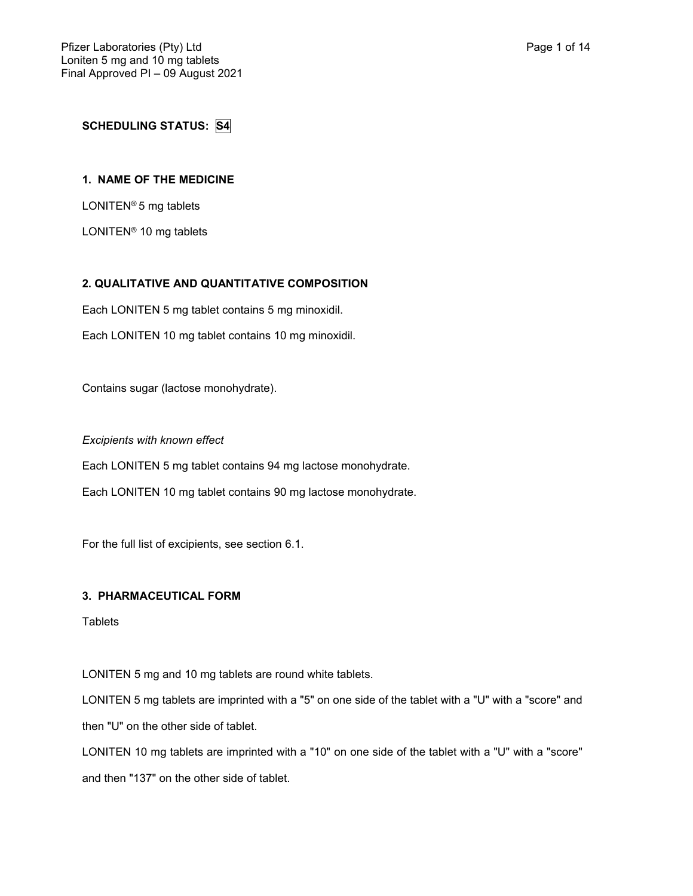**SCHEDULING STATUS: S4**

### 1. NAME OF THE MEDICINE

LONITEN® 5 mg tablets

LONITEN® 10 mg tablets

### 2. QUALITATIVE AND QUANTITATIVE COMPOSITION

Each LONITEN 5 mg tablet contains 5 mg minoxidil.

Each LONITEN 10 mg tablet contains 10 mg minoxidil.

Contains sugar (lactose monohydrate).

*Excipients with known effect*

Each LONITEN 5 mg tablet contains 94 mg lactose monohydrate.

Each LONITEN 10 mg tablet contains 90 mg lactose monohydrate.

For the full list of excipients, see section 6.1.

### 3. PHARMACEUTICAL FORM

Tablets

LONITEN 5 mg and 10 mg tablets are round white tablets.

LONITEN 5 mg tablets are imprinted with a "5" on one side of the tablet with a "U" with a "score" and then "U" on the other side of tablet.

LONITEN 10 mg tablets are imprinted with a "10" on one side of the tablet with a "U" with a "score" and then "137" on the other side of tablet.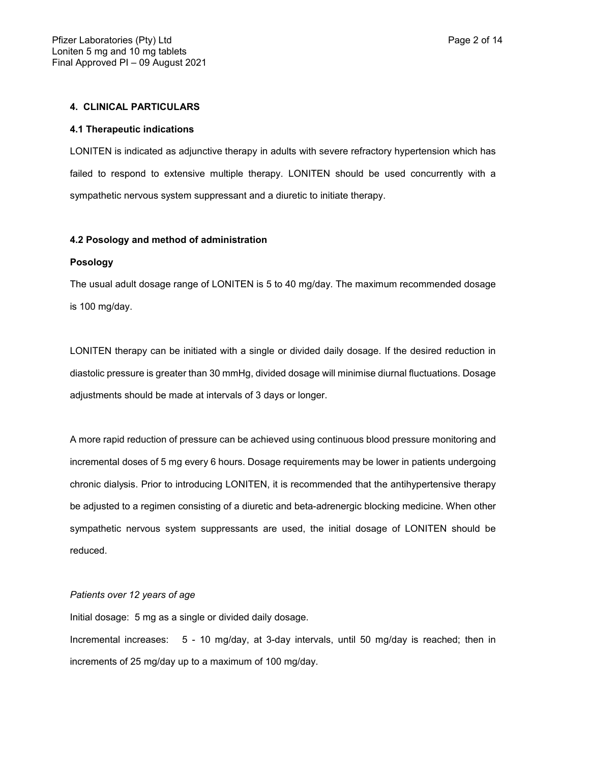## 4. CLINICAL PARTICULARS

### 4.1 Therapeutic indications

LONITEN is indicated as adjunctive therapy in adults with severe refractory hypertension which has failed to respond to extensive multiple therapy. LONITEN should be used concurrently with a sympathetic nervous system suppressant and a diuretic to initiate therapy.

### 4.2 Posology and method of administration

**Posology**

The usual adult dosage range of LONITEN is 5 to 40 mg/day. The maximum recommended dosage is 100 mg/day.

LONITEN therapy can be initiated with a single or divided daily dosage. If the desired reduction in diastolic pressure is greater than 30 mmHg, divided dosage will minimise diurnal fluctuations. Dosage adjustments should be made at intervals of 3 days or longer.

A more rapid reduction of pressure can be achieved using continuous blood pressure monitoring and incremental doses of 5 mg every 6 hours. Dosage requirements may be lower in patients undergoing chronic dialysis. Prior to introducing LONITEN, it is recommended that the antihypertensive therapy be adjusted to a regimen consisting of a diuretic and beta-adrenergic blocking medicine. When other sympathetic nervous system suppressants are used, the initial dosage of LONITEN should be reduced.

*Patients over 12 years of age*

Initial dosage: 5 mg as a single or divided daily dosage.

Incremental increases: 5 - 10 mg/day, at 3-day intervals, until 50 mg/day is reached; then in increments of 25 mg/day up to a maximum of 100 mg/day.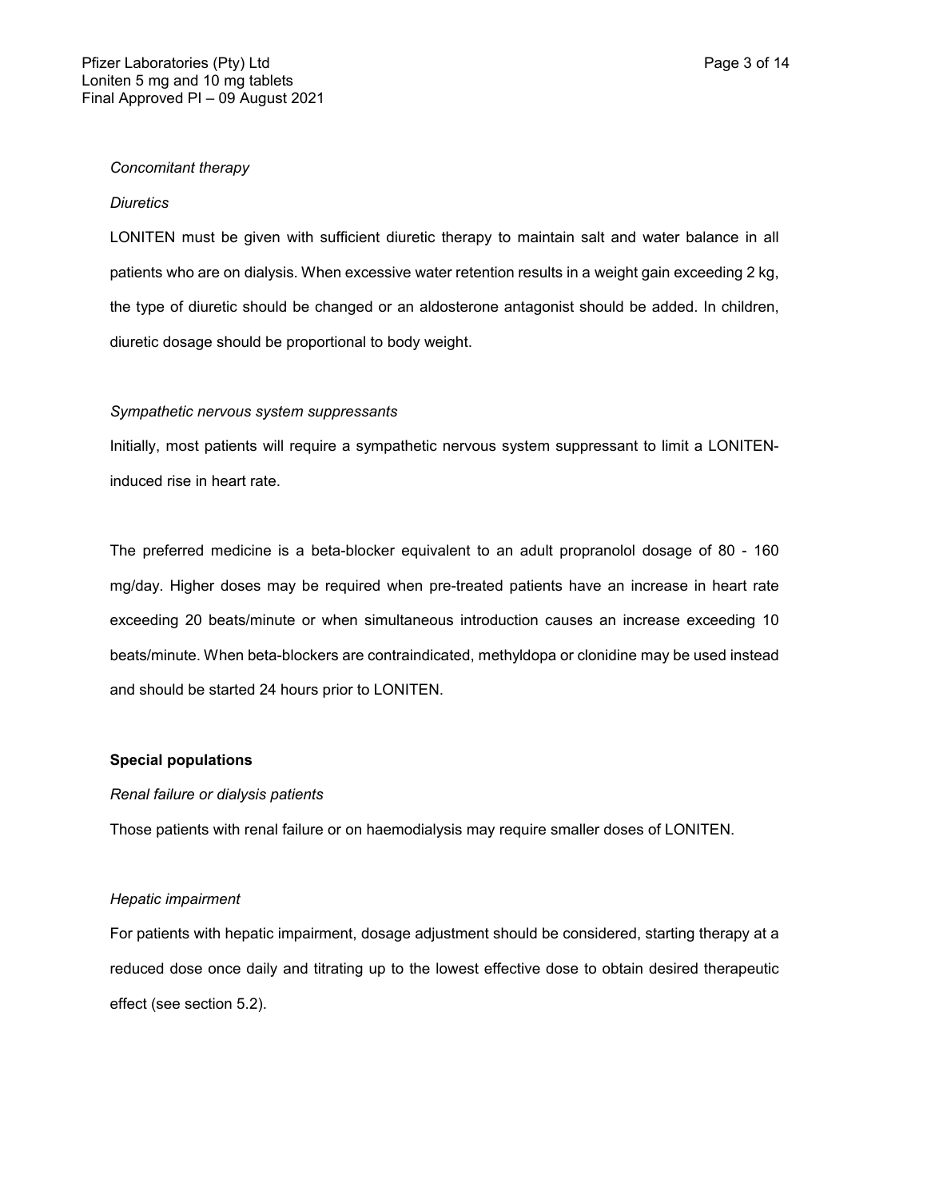*Concomitant therapy*

*Diuretics*

LONITEN must be given with sufficient diuretic therapy to maintain salt and water balance in all patients who are on dialysis. When excessive water retention results in a weight gain exceeding 2 kg, the type of diuretic should be changed or an aldosterone antagonist should be added. In children, diuretic dosage should be proportional to body weight.

*Sympathetic nervous system suppressants*

Initially, most patients will require a sympathetic nervous system suppressant to limit a LONITEN-induced rise in heart rate.

The preferred medicine is a beta-blocker equivalent to an adult propranolol dosage of 80 - 160 mg/day. Higher doses may be required when pre-treated patients have an increase in heart rate exceeding 20 beats/minute or when simultaneous introduction causes an increase exceeding 10 beats/minute. When beta-blockers are contraindicated, methyldopa or clonidine may be used instead and should be started 24 hours prior to LONITEN.

**Special populations**

*Renal failure or dialysis patients*

Those patients with renal failure or on haemodialysis may require smaller doses of LONITEN.

*Hepatic impairment*

For patients with hepatic impairment, dosage adjustment should be considered, starting therapy at a reduced dose once daily and titrating up to the lowest effective dose to obtain desired therapeutic effect (see section 5.2).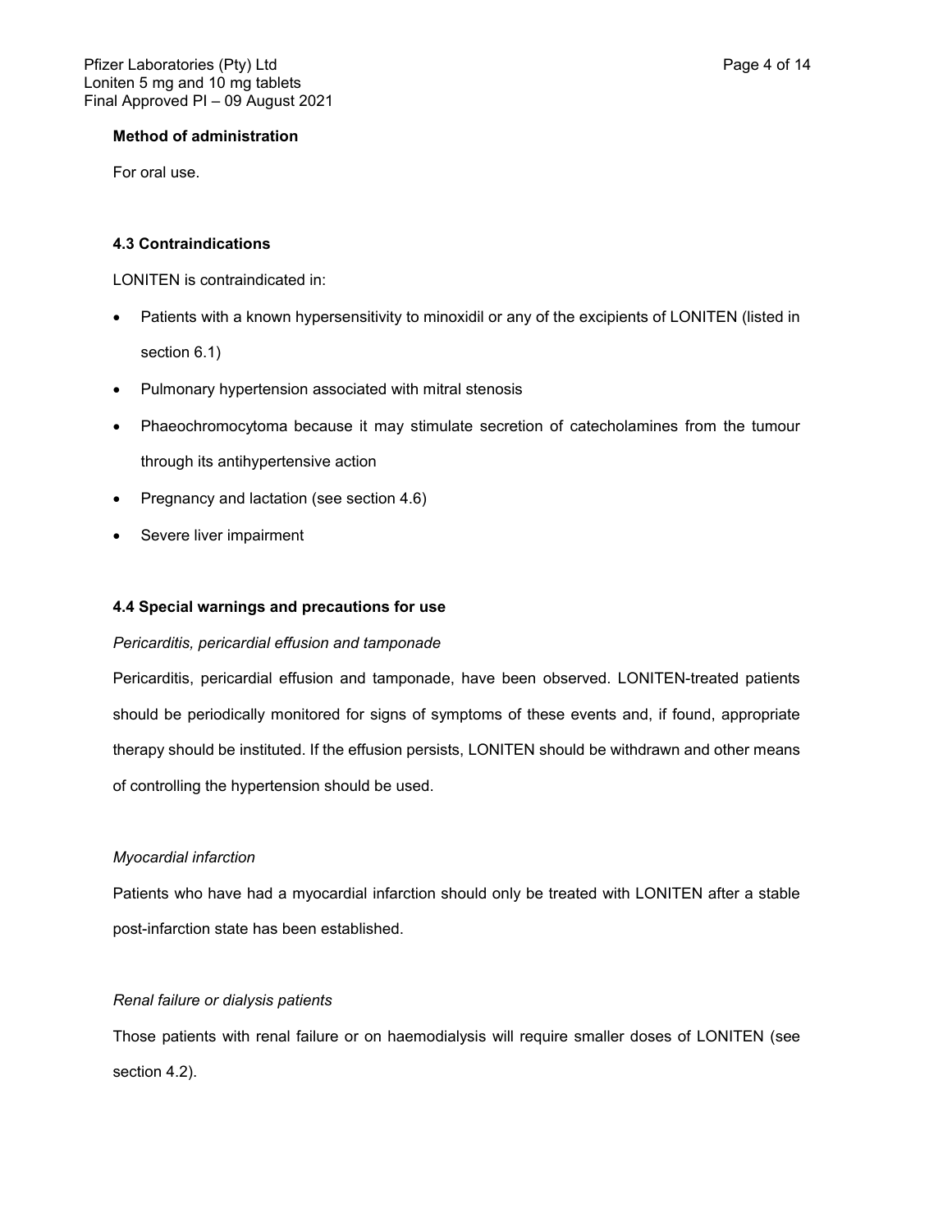**Method of administration**

For oral use.

### 4.3 Contraindications

LONITEN is contraindicated in:

- Patients with a known hypersensitivity to minoxidil or any of the excipients of LONITEN (listed in section 6.1)
- Pulmonary hypertension associated with mitral stenosis
- Phaeochromocytoma because it may stimulate secretion of catecholamines from the tumour through its antihypertensive action
- Pregnancy and lactation (see section 4.6)
- Severe liver impairment

### 4.4 Special warnings and precautions for use

*Pericarditis, pericardial effusion and tamponade*

Pericarditis, pericardial effusion and tamponade, have been observed. LONITEN-treated patients should be periodically monitored for signs of symptoms of these events and, if found, appropriate therapy should be instituted. If the effusion persists, LONITEN should be withdrawn and other means of controlling the hypertension should be used.

*Myocardial infarction*

Patients who have had a myocardial infarction should only be treated with LONITEN after a stable post-infarction state has been established.

*Renal failure or dialysis patients*

Those patients with renal failure or on haemodialysis will require smaller doses of LONITEN (see section 4.2).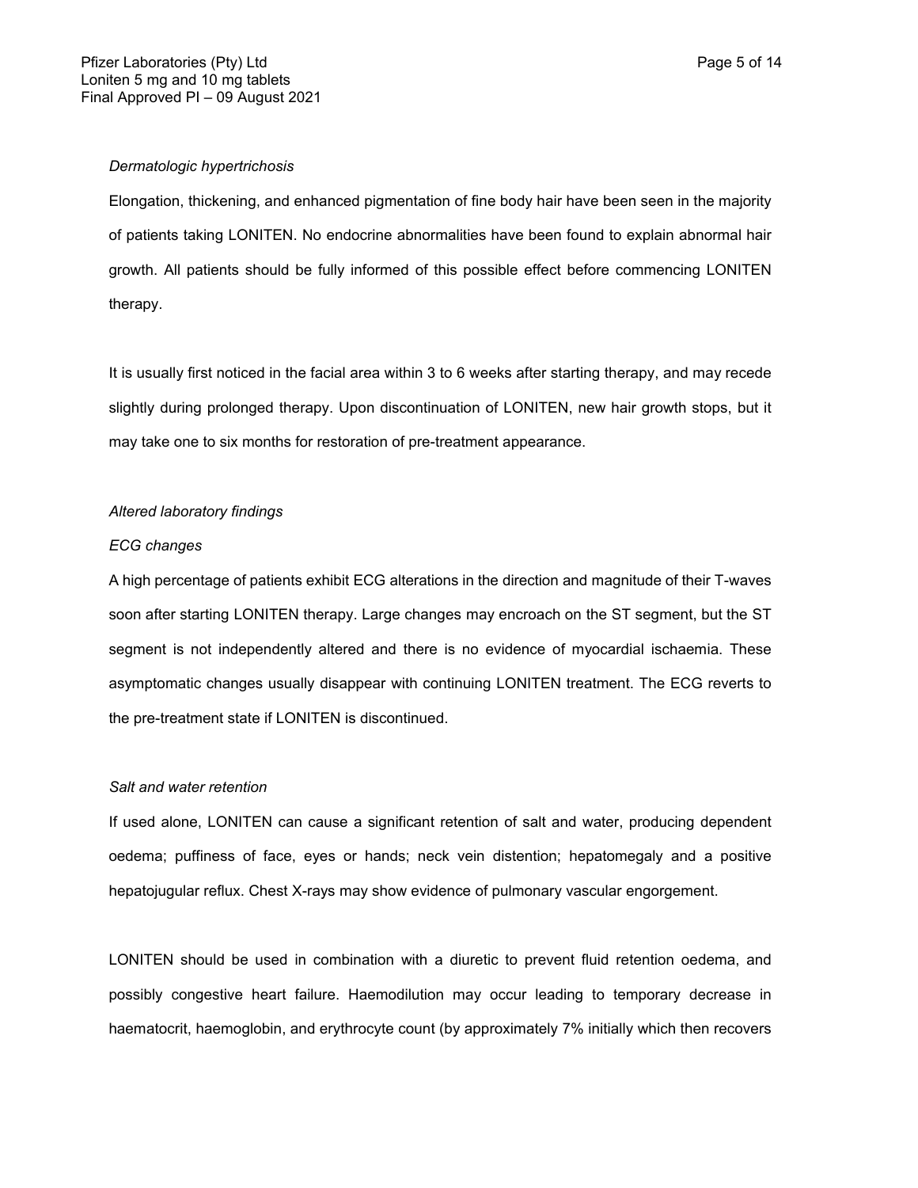*Dermatologic hypertrichosis*

Elongation, thickening, and enhanced pigmentation of fine body hair have been seen in the majority of patients taking LONITEN. No endocrine abnormalities have been found to explain abnormal hair growth. All patients should be fully informed of this possible effect before commencing LONITEN therapy.

It is usually first noticed in the facial area within 3 to 6 weeks after starting therapy, and may recede slightly during prolonged therapy. Upon discontinuation of LONITEN, new hair growth stops, but it may take one to six months for restoration of pre-treatment appearance.

*Altered laboratory findings*

*ECG changes*

A high percentage of patients exhibit ECG alterations in the direction and magnitude of their T-waves soon after starting LONITEN therapy. Large changes may encroach on the ST segment, but the ST segment is not independently altered and there is no evidence of myocardial ischaemia. These asymptomatic changes usually disappear with continuing LONITEN treatment. The ECG reverts to the pre-treatment state if LONITEN is discontinued.

*Salt and water retention*

If used alone, LONITEN can cause a significant retention of salt and water, producing dependent oedema; puffiness of face, eyes or hands; neck vein distention; hepatomegaly and a positive hepatojugular reflux. Chest X-rays may show evidence of pulmonary vascular engorgement.

LONITEN should be used in combination with a diuretic to prevent fluid retention oedema, and possibly congestive heart failure. Haemodilution may occur leading to temporary decrease in haematocrit, haemoglobin, and erythrocyte count (by approximately 7% initially which then recovers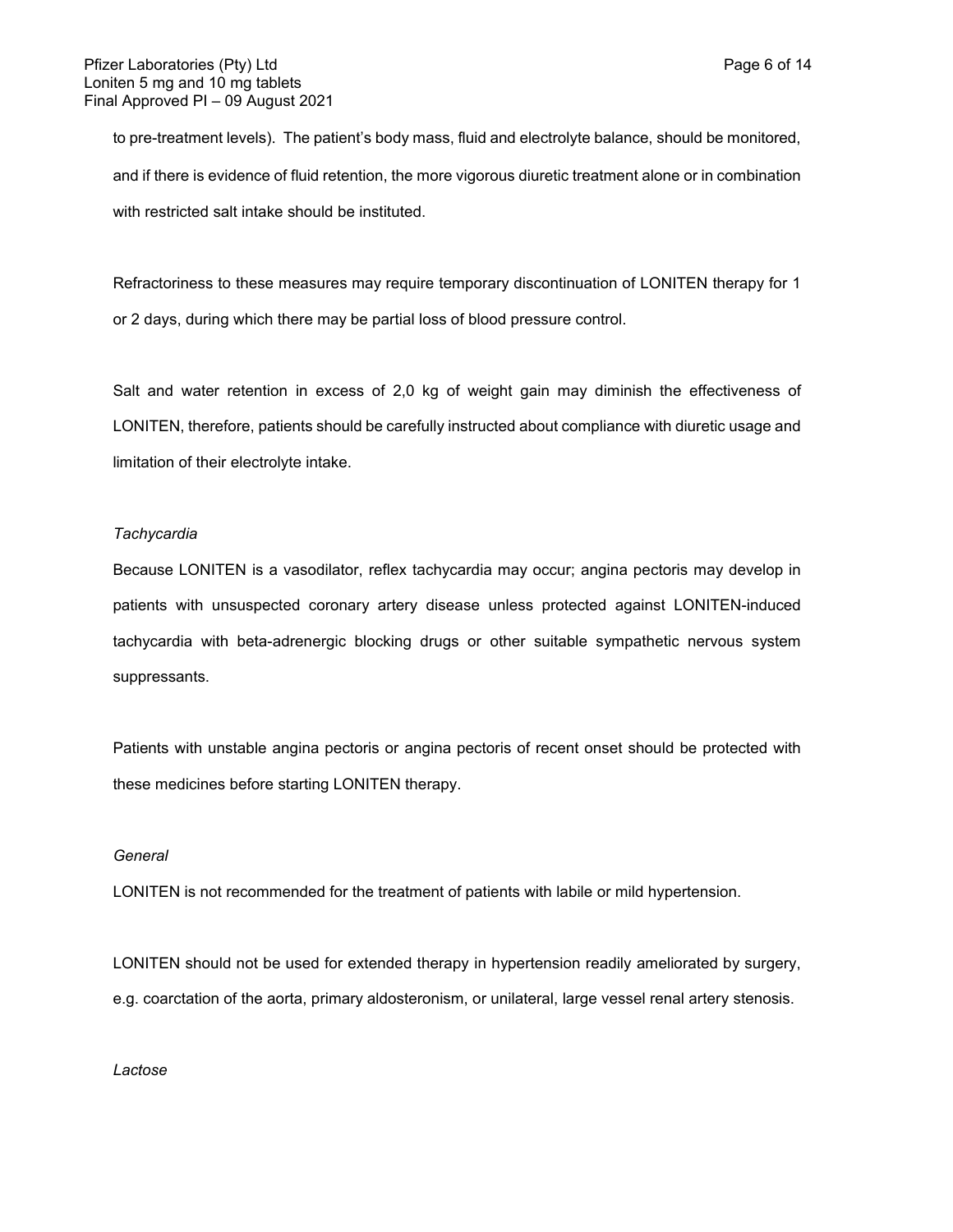to pre-treatment levels). The patient's body mass, fluid and electrolyte balance, should be monitored, and if there is evidence of fluid retention, the more vigorous diuretic treatment alone or in combination with restricted salt intake should be instituted.

Refractoriness to these measures may require temporary discontinuation of LONITEN therapy for 1 or 2 days, during which there may be partial loss of blood pressure control.

Salt and water retention in excess of 2,0 kg of weight gain may diminish the effectiveness of LONITEN, therefore, patients should be carefully instructed about compliance with diuretic usage and limitation of their electrolyte intake.

*Tachycardia*

Because LONITEN is a vasodilator, reflex tachycardia may occur; angina pectoris may develop in patients with unsuspected coronary artery disease unless protected against LONITEN-induced tachycardia with beta-adrenergic blocking drugs or other suitable sympathetic nervous system suppressants.

Patients with unstable angina pectoris or angina pectoris of recent onset should be protected with these medicines before starting LONITEN therapy.

*General*

LONITEN is not recommended for the treatment of patients with labile or mild hypertension.

LONITEN should not be used for extended therapy in hypertension readily ameliorated by surgery, e.g. coarctation of the aorta, primary aldosteronism, or unilateral, large vessel renal artery stenosis.

*Lactose*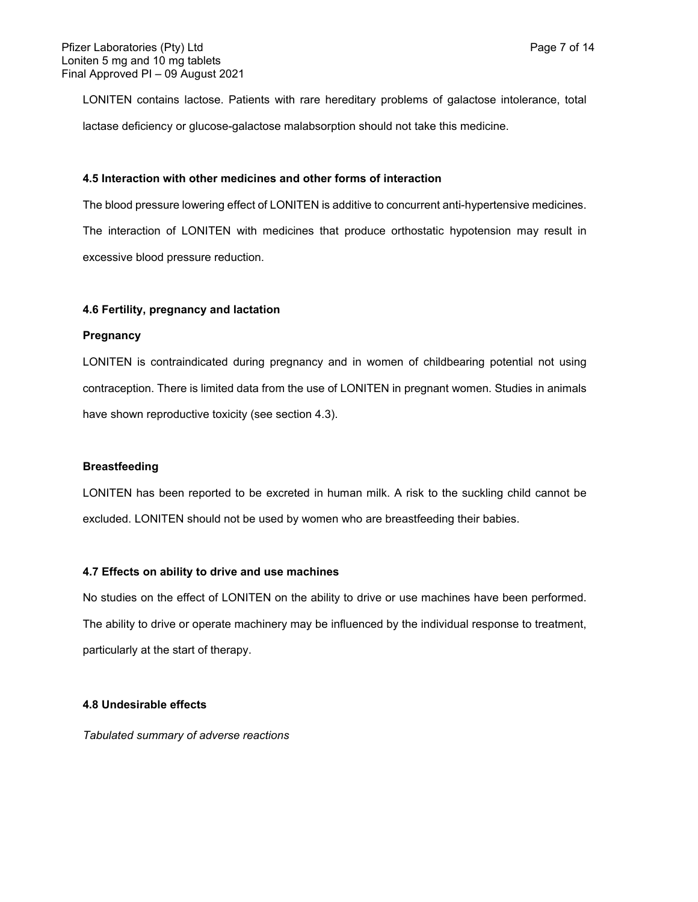LONITEN contains lactose. Patients with rare hereditary problems of galactose intolerance, total lactase deficiency or glucose-galactose malabsorption should not take this medicine.

### 4.5 Interaction with other medicines and other forms of interaction

The blood pressure lowering effect of LONITEN is additive to concurrent anti-hypertensive medicines. The interaction of LONITEN with medicines that produce orthostatic hypotension may result in excessive blood pressure reduction.

### 4.6 Fertility, pregnancy and lactation

**Pregnancy**

LONITEN is contraindicated during pregnancy and in women of childbearing potential not using contraception. There is limited data from the use of LONITEN in pregnant women. Studies in animals have shown reproductive toxicity (see section 4.3).

**Breastfeeding**

LONITEN has been reported to be excreted in human milk. A risk to the suckling child cannot be excluded. LONITEN should not be used by women who are breastfeeding their babies.

### 4.7 Effects on ability to drive and use machines

No studies on the effect of LONITEN on the ability to drive or use machines have been performed. The ability to drive or operate machinery may be influenced by the individual response to treatment, particularly at the start of therapy.

### 4.8 Undesirable effects

*Tabulated summary of adverse reactions*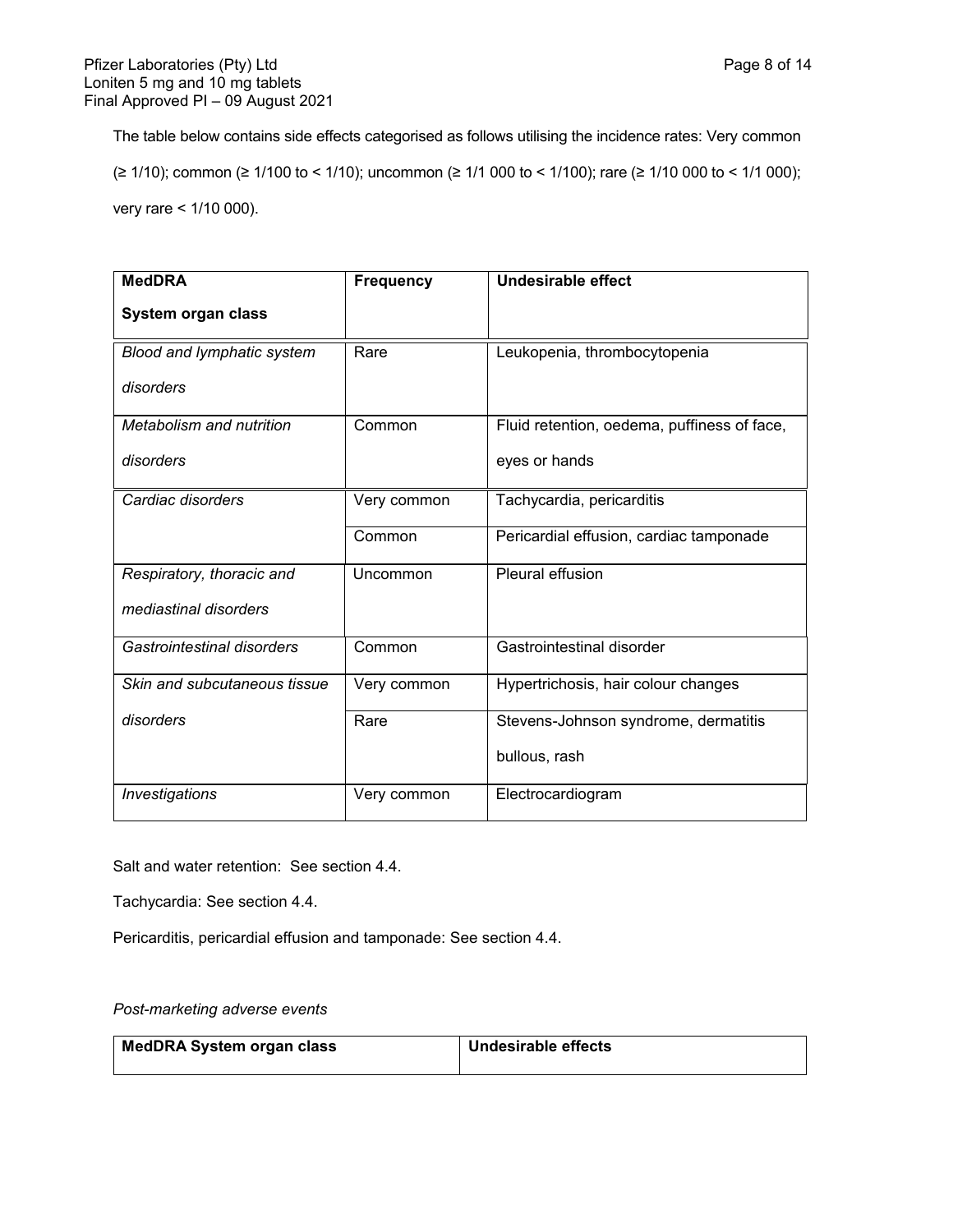The table below contains side effects categorised as follows utilising the incidence rates: Very common (≥ 1/10); common (≥ 1/100 to < 1/10); uncommon (≥ 1/1 000 to < 1/100); rare (≥ 1/10 000 to < 1/1 000); very rare < 1/10 000).

| MedDRA System organ class | Frequency | Undesirable effect |
|---|---|---|
| *Blood and lymphatic system disorders* | Rare | Leukopenia, thrombocytopenia |
| *Metabolism and nutrition disorders* | Common | Fluid retention, oedema, puffiness of face, eyes or hands |
| *Cardiac disorders* | Very common | Tachycardia, pericarditis |
| | Common | Pericardial effusion, cardiac tamponade |
| *Respiratory, thoracic and mediastinal disorders* | Uncommon | Pleural effusion |
| *Gastrointestinal disorders* | Common | Gastrointestinal disorder |
| *Skin and subcutaneous tissue disorders* | Very common | Hypertrichosis, hair colour changes |
| | Rare | Stevens-Johnson syndrome, dermatitis bullous, rash |
| *Investigations* | Very common | Electrocardiogram |

Salt and water retention: See section 4.4.

Tachycardia: See section 4.4.

Pericarditis, pericardial effusion and tamponade: See section 4.4.

*Post-marketing adverse events*

| MedDRA System organ class | Undesirable effects |
|---|---|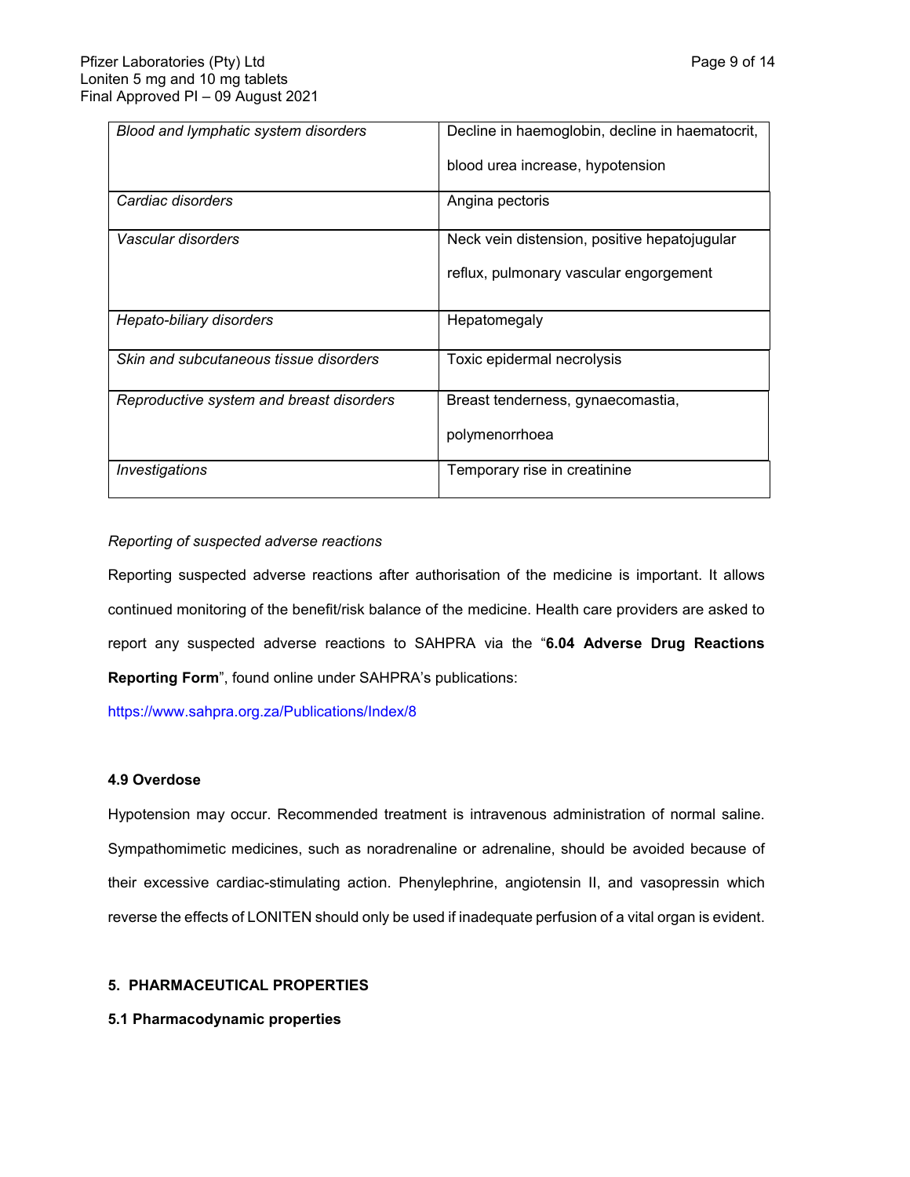| | |
|---|---|
| *Blood and lymphatic system disorders* | Decline in haemoglobin, decline in haematocrit, blood urea increase, hypotension |
| *Cardiac disorders* | Angina pectoris |
| *Vascular disorders* | Neck vein distension, positive hepatojugular reflux, pulmonary vascular engorgement |
| *Hepato-biliary disorders* | Hepatomegaly |
| *Skin and subcutaneous tissue disorders* | Toxic epidermal necrolysis |
| *Reproductive system and breast disorders* | Breast tenderness, gynaecomastia, polymenorrhoea |
| *Investigations* | Temporary rise in creatinine |

*Reporting of suspected adverse reactions*

Reporting suspected adverse reactions after authorisation of the medicine is important. It allows continued monitoring of the benefit/risk balance of the medicine. Health care providers are asked to report any suspected adverse reactions to SAHPRA via the "**6.04 Adverse Drug Reactions Reporting Form**", found online under SAHPRA's publications:

https://www.sahpra.org.za/Publications/Index/8

### 4.9 Overdose

Hypotension may occur. Recommended treatment is intravenous administration of normal saline. Sympathomimetic medicines, such as noradrenaline or adrenaline, should be avoided because of their excessive cardiac-stimulating action. Phenylephrine, angiotensin II, and vasopressin which reverse the effects of LONITEN should only be used if inadequate perfusion of a vital organ is evident.

## 5. PHARMACEUTICAL PROPERTIES

### 5.1 Pharmacodynamic properties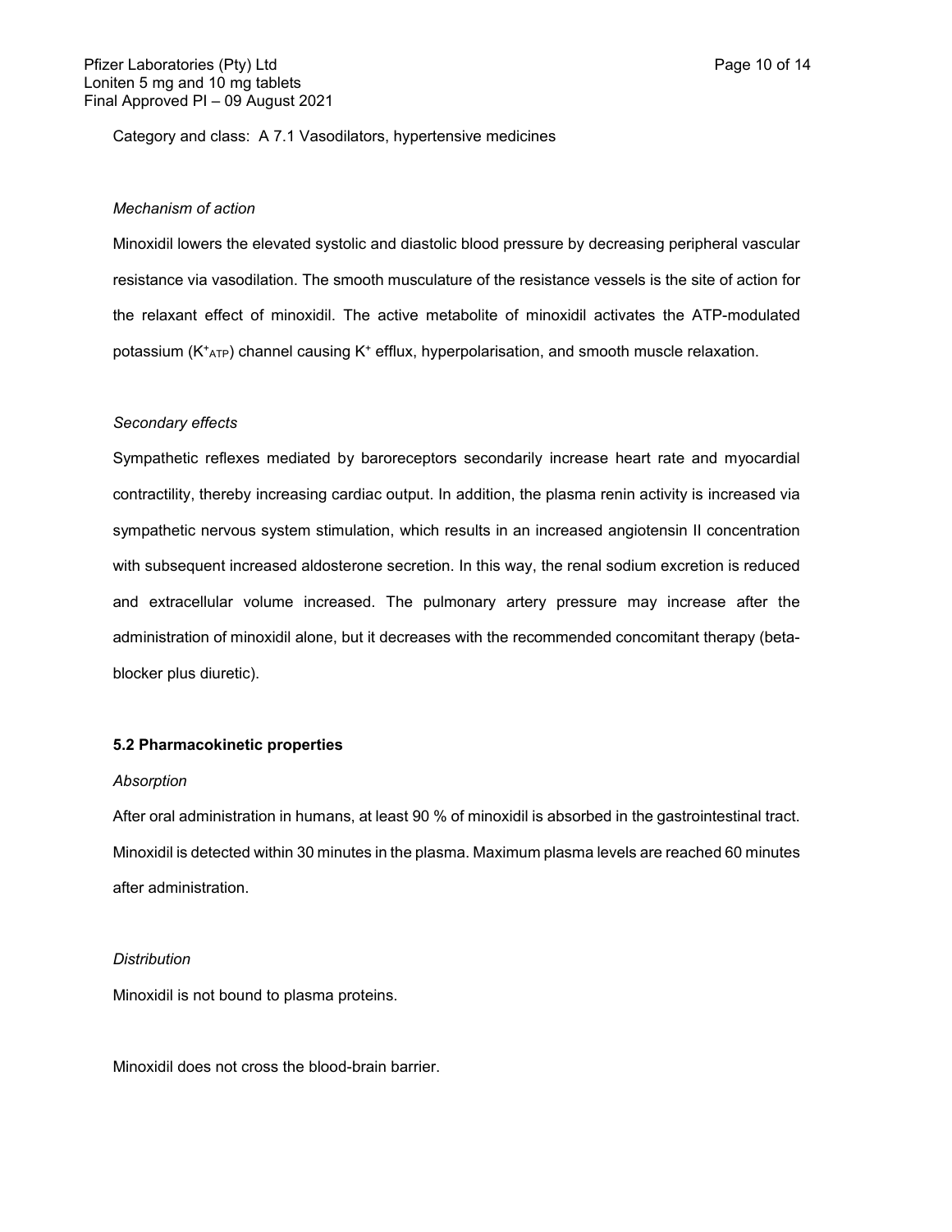Category and class: A 7.1 Vasodilators, hypertensive medicines

*Mechanism of action*

Minoxidil lowers the elevated systolic and diastolic blood pressure by decreasing peripheral vascular resistance via vasodilation. The smooth musculature of the resistance vessels is the site of action for the relaxant effect of minoxidil. The active metabolite of minoxidil activates the ATP-modulated potassium ($K^{+}_{ATP}$) channel causing $K^{+}$ efflux, hyperpolarisation, and smooth muscle relaxation.

*Secondary effects*

Sympathetic reflexes mediated by baroreceptors secondarily increase heart rate and myocardial contractility, thereby increasing cardiac output. In addition, the plasma renin activity is increased via sympathetic nervous system stimulation, which results in an increased angiotensin II concentration with subsequent increased aldosterone secretion. In this way, the renal sodium excretion is reduced and extracellular volume increased. The pulmonary artery pressure may increase after the administration of minoxidil alone, but it decreases with the recommended concomitant therapy (beta-blocker plus diuretic).

**5.2 Pharmacokinetic properties**

*Absorption*

After oral administration in humans, at least 90 % of minoxidil is absorbed in the gastrointestinal tract. Minoxidil is detected within 30 minutes in the plasma. Maximum plasma levels are reached 60 minutes after administration.

*Distribution*

Minoxidil is not bound to plasma proteins.

Minoxidil does not cross the blood-brain barrier.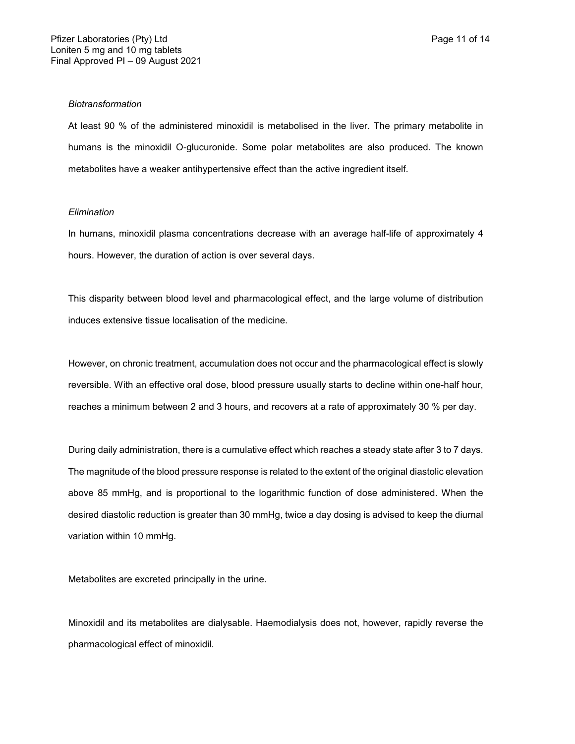*Biotransformation*

At least 90 % of the administered minoxidil is metabolised in the liver. The primary metabolite in humans is the minoxidil O-glucuronide. Some polar metabolites are also produced. The known metabolites have a weaker antihypertensive effect than the active ingredient itself.

*Elimination*

In humans, minoxidil plasma concentrations decrease with an average half-life of approximately 4 hours. However, the duration of action is over several days.

This disparity between blood level and pharmacological effect, and the large volume of distribution induces extensive tissue localisation of the medicine.

However, on chronic treatment, accumulation does not occur and the pharmacological effect is slowly reversible. With an effective oral dose, blood pressure usually starts to decline within one-half hour, reaches a minimum between 2 and 3 hours, and recovers at a rate of approximately 30 % per day.

During daily administration, there is a cumulative effect which reaches a steady state after 3 to 7 days. The magnitude of the blood pressure response is related to the extent of the original diastolic elevation above 85 mmHg, and is proportional to the logarithmic function of dose administered. When the desired diastolic reduction is greater than 30 mmHg, twice a day dosing is advised to keep the diurnal variation within 10 mmHg.

Metabolites are excreted principally in the urine.

Minoxidil and its metabolites are dialysable. Haemodialysis does not, however, rapidly reverse the pharmacological effect of minoxidil.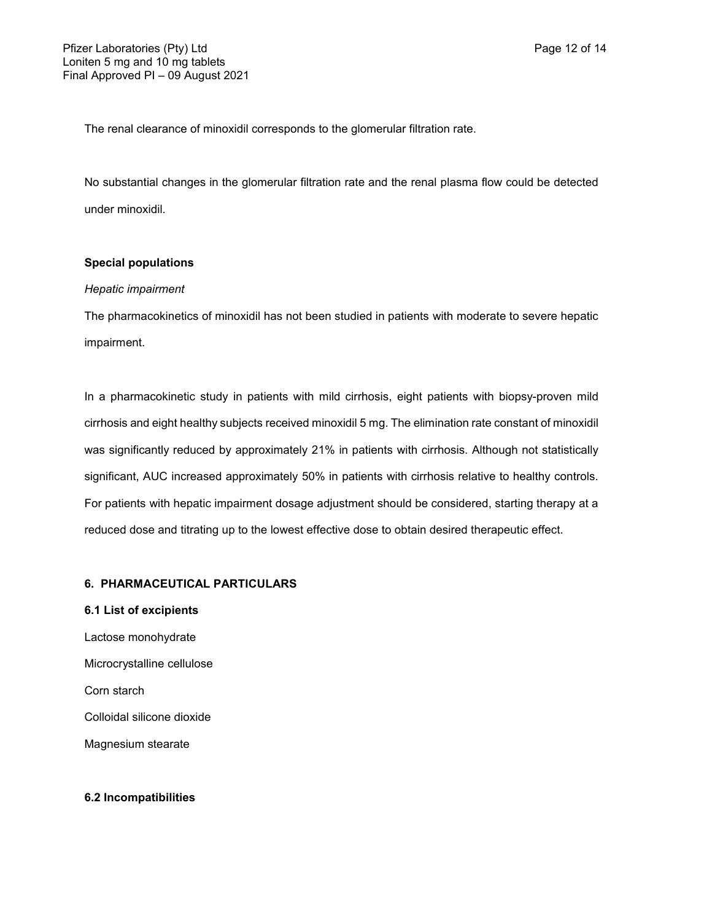The renal clearance of minoxidil corresponds to the glomerular filtration rate.

No substantial changes in the glomerular filtration rate and the renal plasma flow could be detected under minoxidil.

**Special populations**

*Hepatic impairment*

The pharmacokinetics of minoxidil has not been studied in patients with moderate to severe hepatic impairment.

In a pharmacokinetic study in patients with mild cirrhosis, eight patients with biopsy-proven mild cirrhosis and eight healthy subjects received minoxidil 5 mg. The elimination rate constant of minoxidil was significantly reduced by approximately 21% in patients with cirrhosis. Although not statistically significant, AUC increased approximately 50% in patients with cirrhosis relative to healthy controls. For patients with hepatic impairment dosage adjustment should be considered, starting therapy at a reduced dose and titrating up to the lowest effective dose to obtain desired therapeutic effect.

## 6. PHARMACEUTICAL PARTICULARS

### 6.1 List of excipients

Lactose monohydrate

Microcrystalline cellulose

Corn starch

Colloidal silicone dioxide

Magnesium stearate

### 6.2 Incompatibilities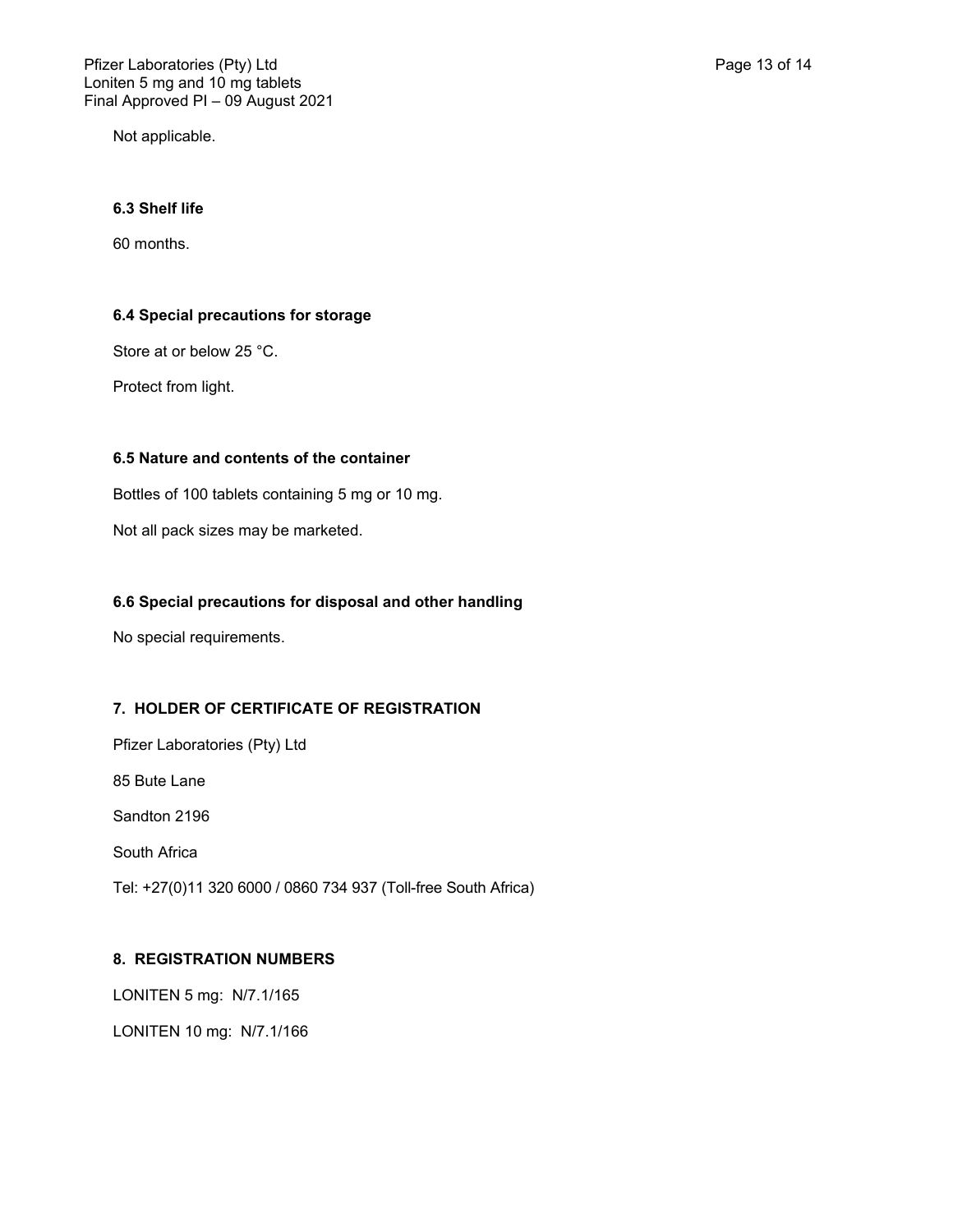Not applicable.

### 6.3 Shelf life

60 months.

### 6.4 Special precautions for storage

Store at or below 25 °C.

Protect from light.

### 6.5 Nature and contents of the container

Bottles of 100 tablets containing 5 mg or 10 mg.

Not all pack sizes may be marketed.

### 6.6 Special precautions for disposal and other handling

No special requirements.

## 7. HOLDER OF CERTIFICATE OF REGISTRATION

Pfizer Laboratories (Pty) Ltd

85 Bute Lane

Sandton 2196

South Africa

Tel: +27(0)11 320 6000 / 0860 734 937 (Toll-free South Africa)

## 8. REGISTRATION NUMBERS

LONITEN 5 mg: N/7.1/165

LONITEN 10 mg: N/7.1/166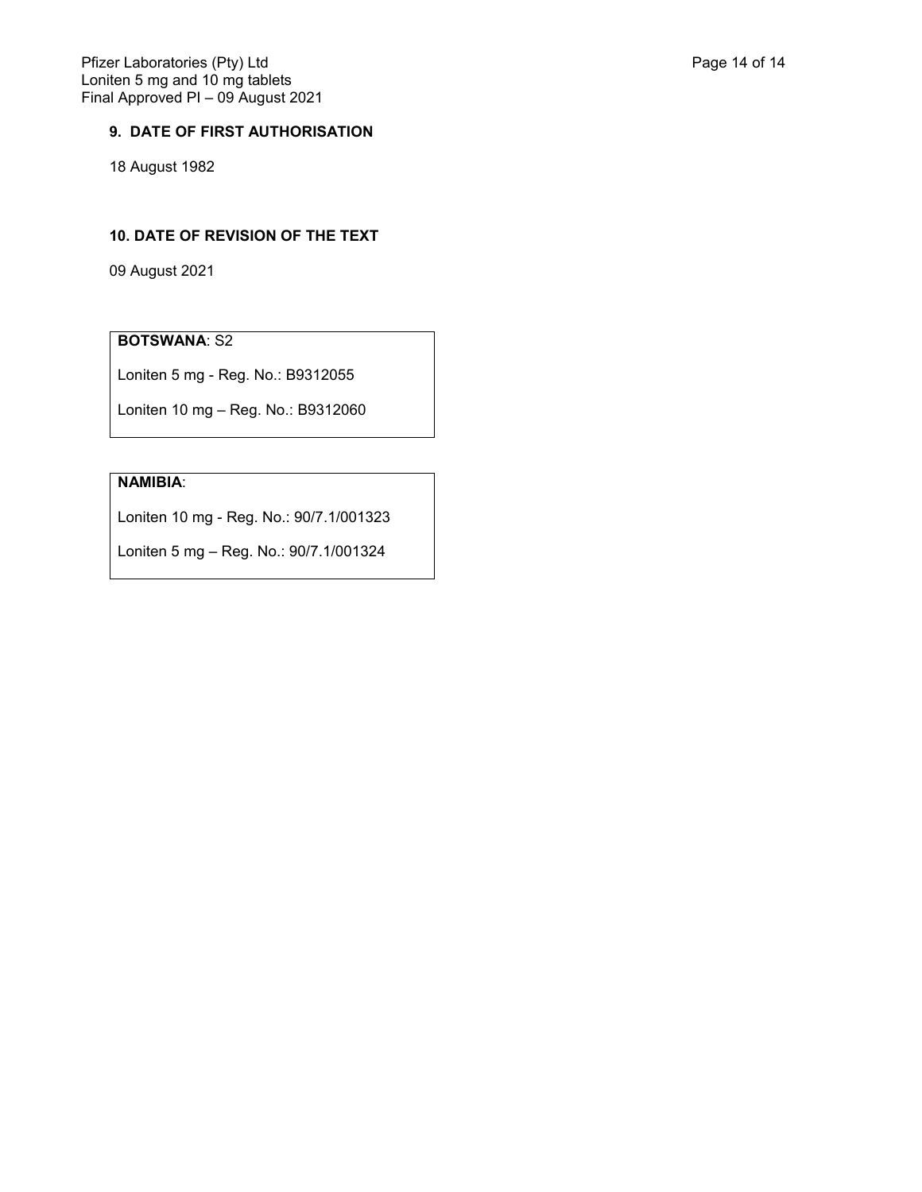## 9. DATE OF FIRST AUTHORISATION

18 August 1982

## 10. DATE OF REVISION OF THE TEXT

09 August 2021

**BOTSWANA**: S2

Loniten 5 mg - Reg. No.: B9312055

Loniten 10 mg – Reg. No.: B9312060

**NAMIBIA**:

Loniten 10 mg - Reg. No.: 90/7.1/001323

Loniten 5 mg – Reg. No.: 90/7.1/001324